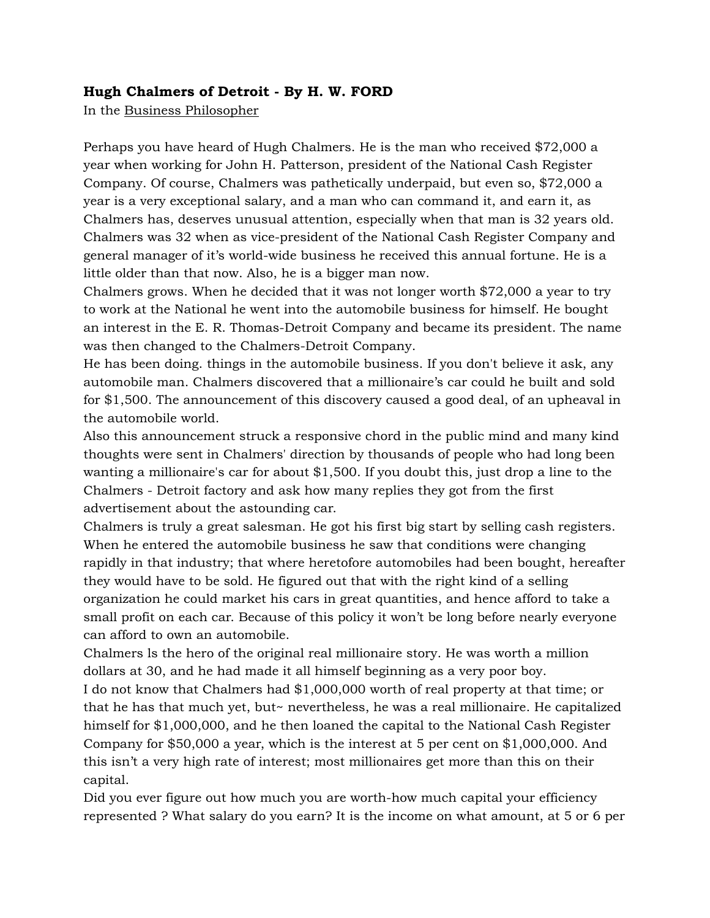**Hugh Chalmers of Detroit - By H. W. FORD**

In the Business Philosopher

Perhaps you have heard of Hugh Chalmers. He is the man who received $72,000 a year when working for John H. Patterson, president of the National Cash Register Company. Of course, Chalmers was pathetically underpaid, but even so, $72,000 a year is a very exceptional salary, and a man who can command it, and earn it, as Chalmers has, deserves unusual attention, especially when that man is 32 years old. Chalmers was 32 when as vice-president of the National Cash Register Company and general manager of it's world-wide business he received this annual fortune. He is a little older than that now. Also, he is a bigger man now.

Chalmers grows. When he decided that it was not longer worth $72,000 a year to try to work at the National he went into the automobile business for himself. He bought an interest in the E. R. Thomas-Detroit Company and became its president. The name was then changed to the Chalmers-Detroit Company.

He has been doing. things in the automobile business. If you don't believe it ask, any automobile man. Chalmers discovered that a millionaire's car could he built and sold for $1,500. The announcement of this discovery caused a good deal, of an upheaval in the automobile world.

Also this announcement struck a responsive chord in the public mind and many kind thoughts were sent in Chalmers' direction by thousands of people who had long been wanting a millionaire's car for about $1,500. If you doubt this, just drop a line to the Chalmers - Detroit factory and ask how many replies they got from the first advertisement about the astounding car.

Chalmers is truly a great salesman. He got his first big start by selling cash registers. When he entered the automobile business he saw that conditions were changing rapidly in that industry; that where heretofore automobiles had been bought, hereafter they would have to be sold. He figured out that with the right kind of a selling organization he could market his cars in great quantities, and hence afford to take a small profit on each car. Because of this policy it won't be long before nearly everyone can afford to own an automobile.

Chalmers ls the hero of the original real millionaire story. He was worth a million dollars at 30, and he had made it all himself beginning as a very poor boy.

I do not know that Chalmers had $1,000,000 worth of real property at that time; or that he has that much yet, but~ nevertheless, he was a real millionaire. He capitalized himself for $1,000,000, and he then loaned the capital to the National Cash Register Company for $50,000 a year, which is the interest at 5 per cent on $1,000,000. And this isn't a very high rate of interest; most millionaires get more than this on their capital.

Did you ever figure out how much you are worth-how much capital your efficiency represented ? What salary do you earn? It is the income on what amount, at 5 or 6 per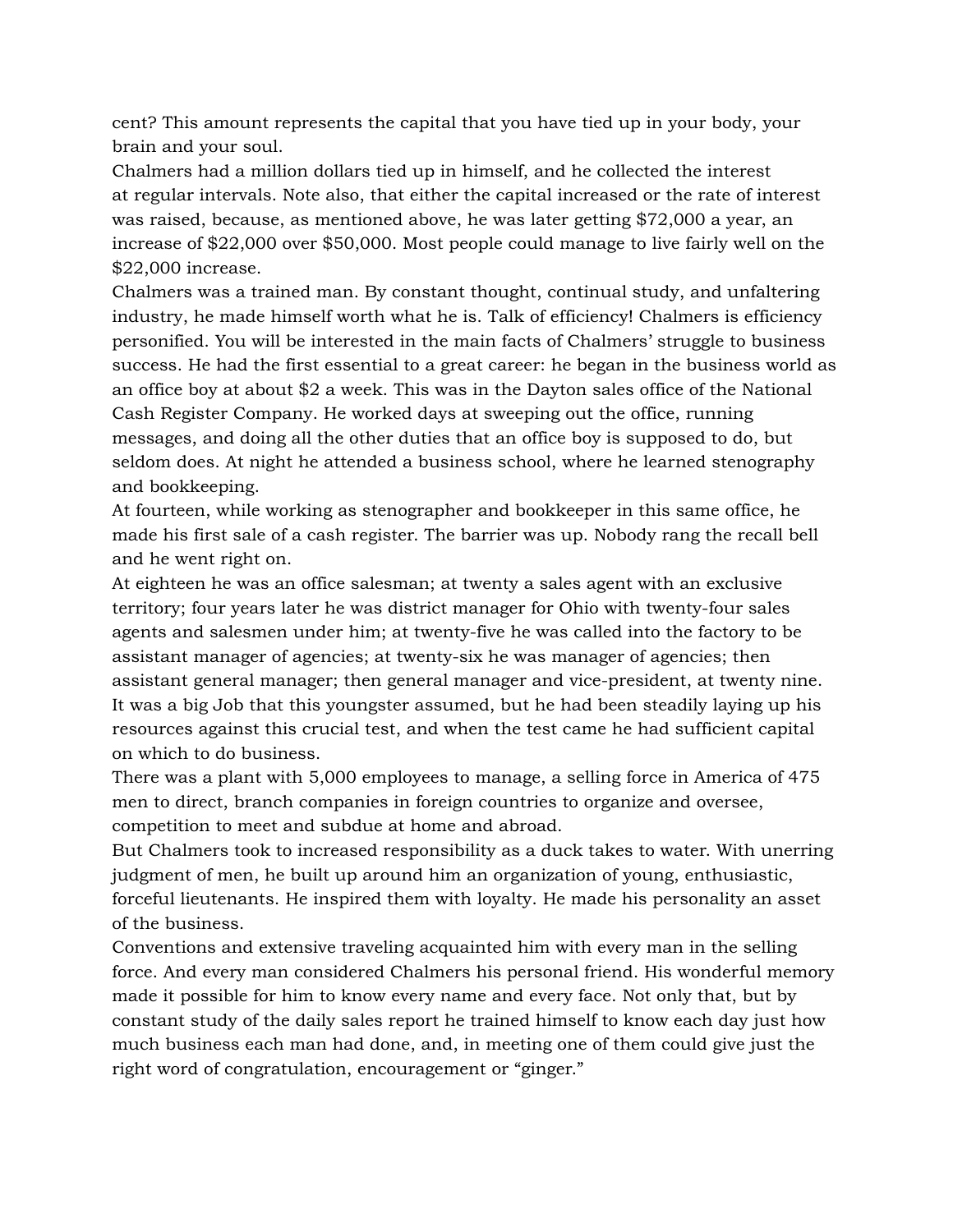cent? This amount represents the capital that you have tied up in your body, your brain and your soul.

Chalmers had a million dollars tied up in himself, and he collected the interest at regular intervals. Note also, that either the capital increased or the rate of interest was raised, because, as mentioned above, he was later getting $72,000 a year, an increase of $22,000 over $50,000. Most people could manage to live fairly well on the $22,000 increase.

Chalmers was a trained man. By constant thought, continual study, and unfaltering industry, he made himself worth what he is. Talk of efficiency! Chalmers is efficiency personified. You will be interested in the main facts of Chalmers' struggle to business success. He had the first essential to a great career: he began in the business world as an office boy at about $2 a week. This was in the Dayton sales office of the National Cash Register Company. He worked days at sweeping out the office, running messages, and doing all the other duties that an office boy is supposed to do, but seldom does. At night he attended a business school, where he learned stenography and bookkeeping.

At fourteen, while working as stenographer and bookkeeper in this same office, he made his first sale of a cash register. The barrier was up. Nobody rang the recall bell and he went right on.

At eighteen he was an office salesman; at twenty a sales agent with an exclusive territory; four years later he was district manager for Ohio with twenty-four sales agents and salesmen under him; at twenty-five he was called into the factory to be assistant manager of agencies; at twenty-six he was manager of agencies; then assistant general manager; then general manager and vice-president, at twenty nine. It was a big Job that this youngster assumed, but he had been steadily laying up his resources against this crucial test, and when the test came he had sufficient capital on which to do business.

There was a plant with 5,000 employees to manage, a selling force in America of 475 men to direct, branch companies in foreign countries to organize and oversee, competition to meet and subdue at home and abroad.

But Chalmers took to increased responsibility as a duck takes to water. With unerring judgment of men, he built up around him an organization of young, enthusiastic, forceful lieutenants. He inspired them with loyalty. He made his personality an asset of the business.

Conventions and extensive traveling acquainted him with every man in the selling force. And every man considered Chalmers his personal friend. His wonderful memory made it possible for him to know every name and every face. Not only that, but by constant study of the daily sales report he trained himself to know each day just how much business each man had done, and, in meeting one of them could give just the right word of congratulation, encouragement or "ginger."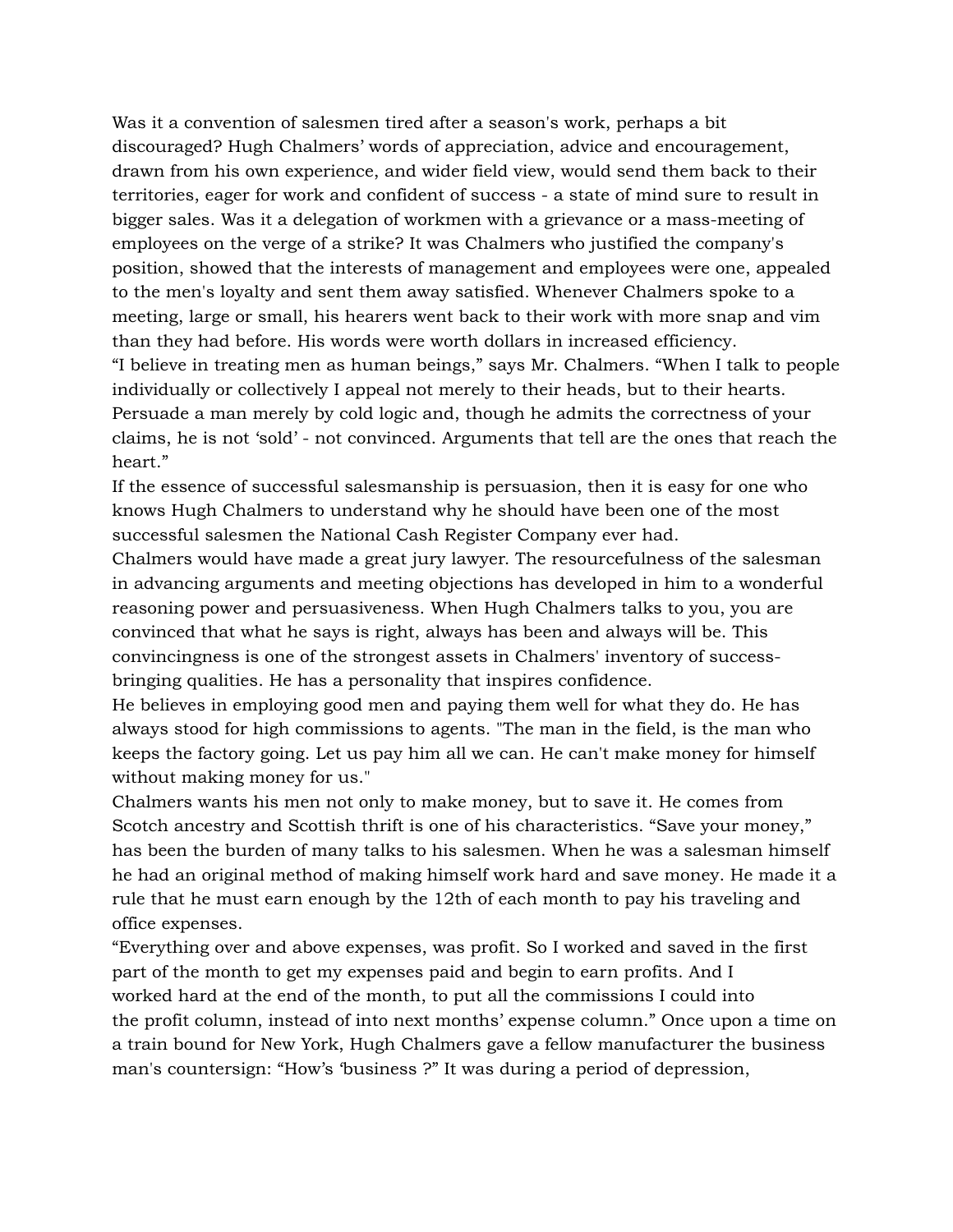Was it a convention of salesmen tired after a season's work, perhaps a bit discouraged? Hugh Chalmers' words of appreciation, advice and encouragement, drawn from his own experience, and wider field view, would send them back to their territories, eager for work and confident of success - a state of mind sure to result in bigger sales. Was it a delegation of workmen with a grievance or a mass-meeting of employees on the verge of a strike? It was Chalmers who justified the company's position, showed that the interests of management and employees were one, appealed to the men's loyalty and sent them away satisfied. Whenever Chalmers spoke to a meeting, large or small, his hearers went back to their work with more snap and vim than they had before. His words were worth dollars in increased efficiency.

"I believe in treating men as human beings," says Mr. Chalmers. "When I talk to people individually or collectively I appeal not merely to their heads, but to their hearts. Persuade a man merely by cold logic and, though he admits the correctness of your claims, he is not 'sold' - not convinced. Arguments that tell are the ones that reach the heart."

If the essence of successful salesmanship is persuasion, then it is easy for one who knows Hugh Chalmers to understand why he should have been one of the most successful salesmen the National Cash Register Company ever had.

Chalmers would have made a great jury lawyer. The resourcefulness of the salesman in advancing arguments and meeting objections has developed in him to a wonderful reasoning power and persuasiveness. When Hugh Chalmers talks to you, you are convinced that what he says is right, always has been and always will be. This convincingness is one of the strongest assets in Chalmers' inventory of success-bringing qualities. He has a personality that inspires confidence.

He believes in employing good men and paying them well for what they do. He has always stood for high commissions to agents. "The man in the field, is the man who keeps the factory going. Let us pay him all we can. He can't make money for himself without making money for us."

Chalmers wants his men not only to make money, but to save it. He comes from Scotch ancestry and Scottish thrift is one of his characteristics. "Save your money," has been the burden of many talks to his salesmen. When he was a salesman himself he had an original method of making himself work hard and save money. He made it a rule that he must earn enough by the 12th of each month to pay his traveling and office expenses.

"Everything over and above expenses, was profit. So I worked and saved in the first part of the month to get my expenses paid and begin to earn profits. And I worked hard at the end of the month, to put all the commissions I could into the profit column, instead of into next months' expense column." Once upon a time on a train bound for New York, Hugh Chalmers gave a fellow manufacturer the business man's countersign: "How's 'business ?" It was during a period of depression,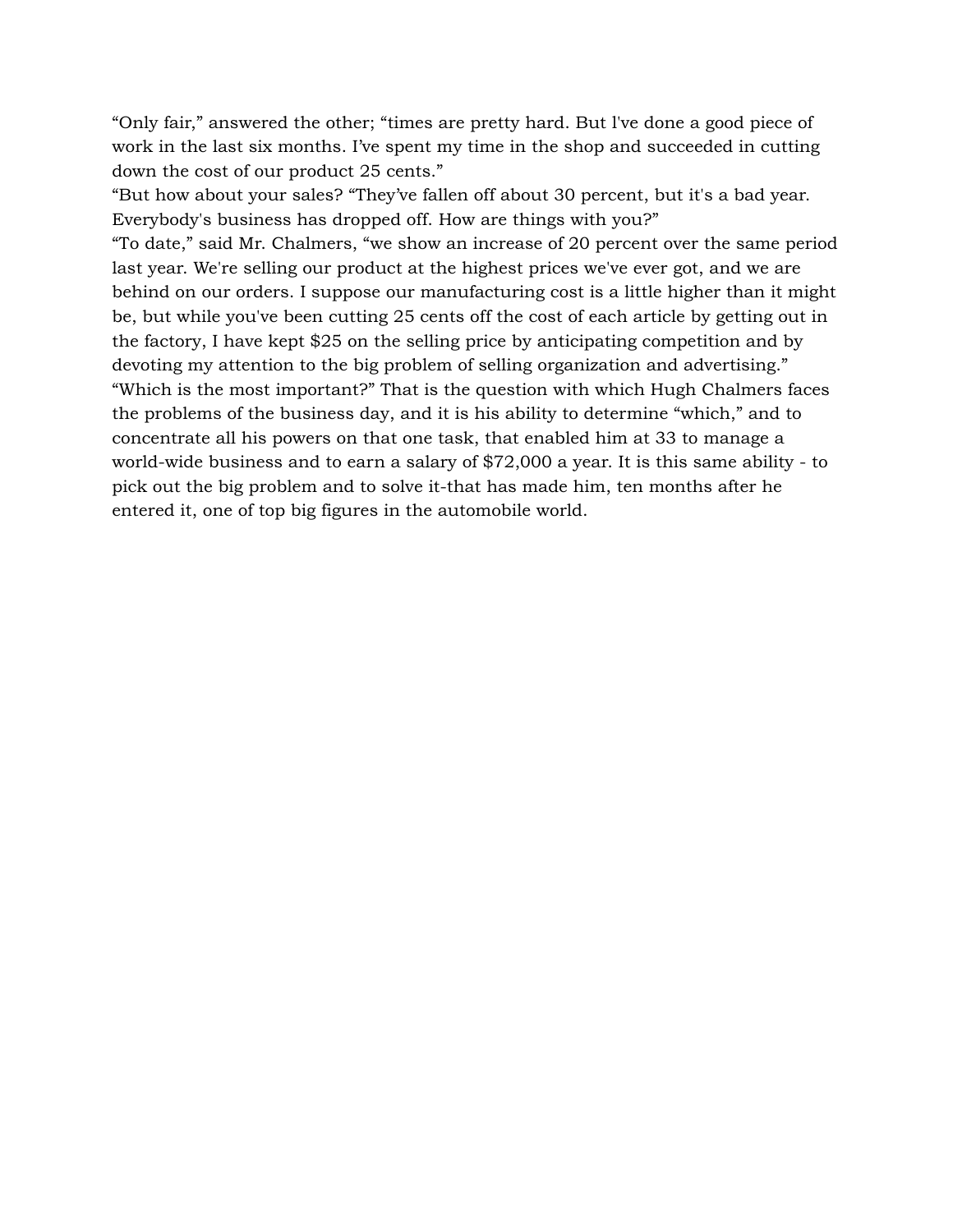“Only fair,” answered the other; “times are pretty hard. But l've done a good piece of work in the last six months. I’ve spent my time in the shop and succeeded in cutting down the cost of our product 25 cents.”

“But how about your sales? “They’ve fallen off about 30 percent, but it's a bad year. Everybody's business has dropped off. How are things with you?”

“To date,” said Mr. Chalmers, “we show an increase of 20 percent over the same period last year. We're selling our product at the highest prices we've ever got, and we are behind on our orders. I suppose our manufacturing cost is a little higher than it might be, but while you've been cutting 25 cents off the cost of each article by getting out in the factory, I have kept $25 on the selling price by anticipating competition and by devoting my attention to the big problem of selling organization and advertising.”

“Which is the most important?” That is the question with which Hugh Chalmers faces the problems of the business day, and it is his ability to determine “which,” and to concentrate all his powers on that one task, that enabled him at 33 to manage a world-wide business and to earn a salary of $72,000 a year. It is this same ability - to pick out the big problem and to solve it-that has made him, ten months after he entered it, one of top big figures in the automobile world.